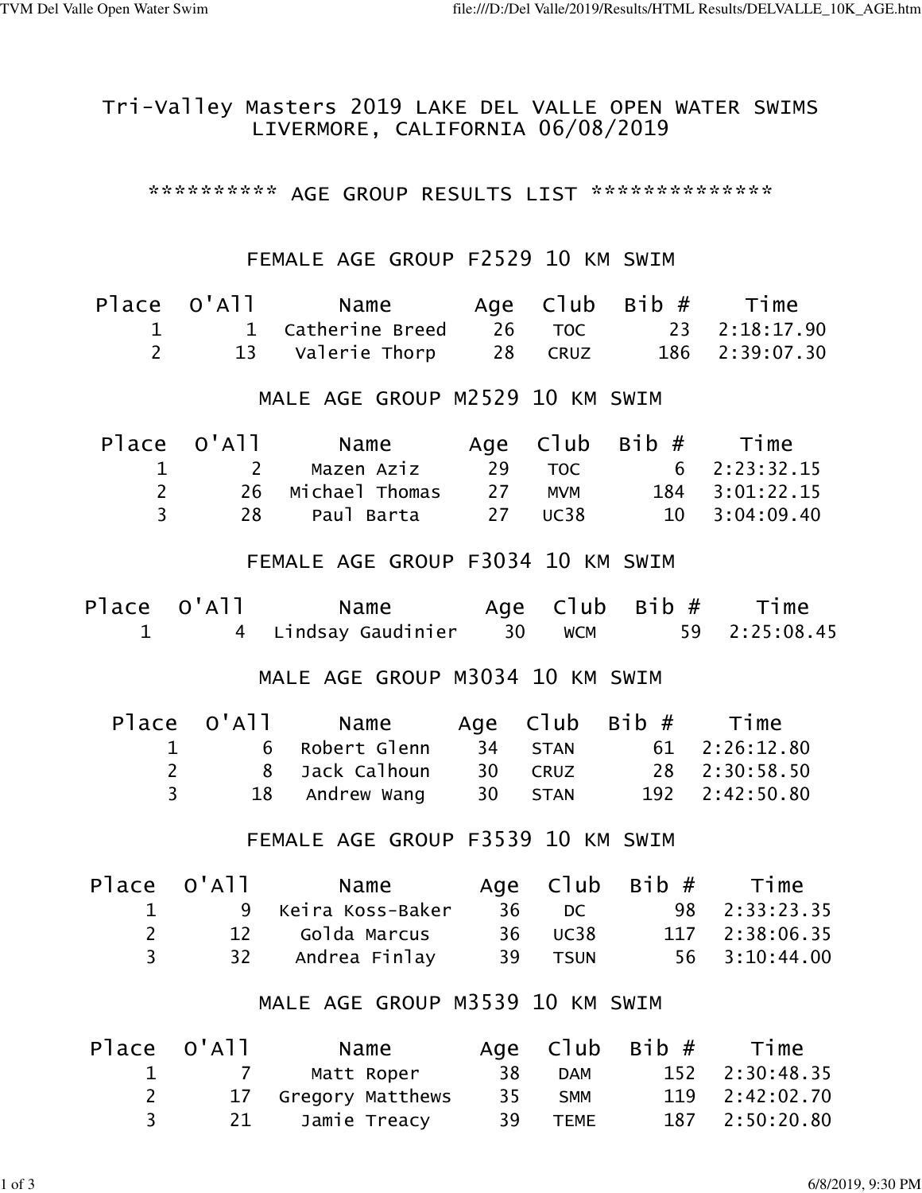# Tri-Valley Masters 2019 LAKE DEL VALLE OPEN WATER SWIMS
## LIVERMORE, CALIFORNIA 06/08/2019

********** AGE GROUP RESULTS LIST **************

### FEMALE AGE GROUP F2529 10 KM SWIM

| Place | O'All | Name | Age | Club | Bib # | Time |
|---|---|---|---|---|---|---|
| 1 | 1 | Catherine Breed | 26 | TOC | 23 | 2:18:17.90 |
| 2 | 13 | Valerie Thorp | 28 | CRUZ | 186 | 2:39:07.30 |

### MALE AGE GROUP M2529 10 KM SWIM

| Place | O'All | Name | Age | Club | Bib # | Time |
|---|---|---|---|---|---|---|
| 1 | 2 | Mazen Aziz | 29 | TOC | 6 | 2:23:32.15 |
| 2 | 26 | Michael Thomas | 27 | MVM | 184 | 3:01:22.15 |
| 3 | 28 | Paul Barta | 27 | UC38 | 10 | 3:04:09.40 |

### FEMALE AGE GROUP F3034 10 KM SWIM

| Place | O'All | Name | Age | Club | Bib # | Time |
|---|---|---|---|---|---|---|
| 1 | 4 | Lindsay Gaudinier | 30 | WCM | 59 | 2:25:08.45 |

### MALE AGE GROUP M3034 10 KM SWIM

| Place | O'All | Name | Age | Club | Bib # | Time |
|---|---|---|---|---|---|---|
| 1 | 6 | Robert Glenn | 34 | STAN | 61 | 2:26:12.80 |
| 2 | 8 | Jack Calhoun | 30 | CRUZ | 28 | 2:30:58.50 |
| 3 | 18 | Andrew Wang | 30 | STAN | 192 | 2:42:50.80 |

### FEMALE AGE GROUP F3539 10 KM SWIM

| Place | O'All | Name | Age | Club | Bib # | Time |
|---|---|---|---|---|---|---|
| 1 | 9 | Keira Koss-Baker | 36 | DC | 98 | 2:33:23.35 |
| 2 | 12 | Golda Marcus | 36 | UC38 | 117 | 2:38:06.35 |
| 3 | 32 | Andrea Finlay | 39 | TSUN | 56 | 3:10:44.00 |

### MALE AGE GROUP M3539 10 KM SWIM

| Place | O'All | Name | Age | Club | Bib # | Time |
|---|---|---|---|---|---|---|
| 1 | 7 | Matt Roper | 38 | DAM | 152 | 2:30:48.35 |
| 2 | 17 | Gregory Matthews | 35 | SMM | 119 | 2:42:02.70 |
| 3 | 21 | Jamie Treacy | 39 | TEME | 187 | 2:50:20.80 |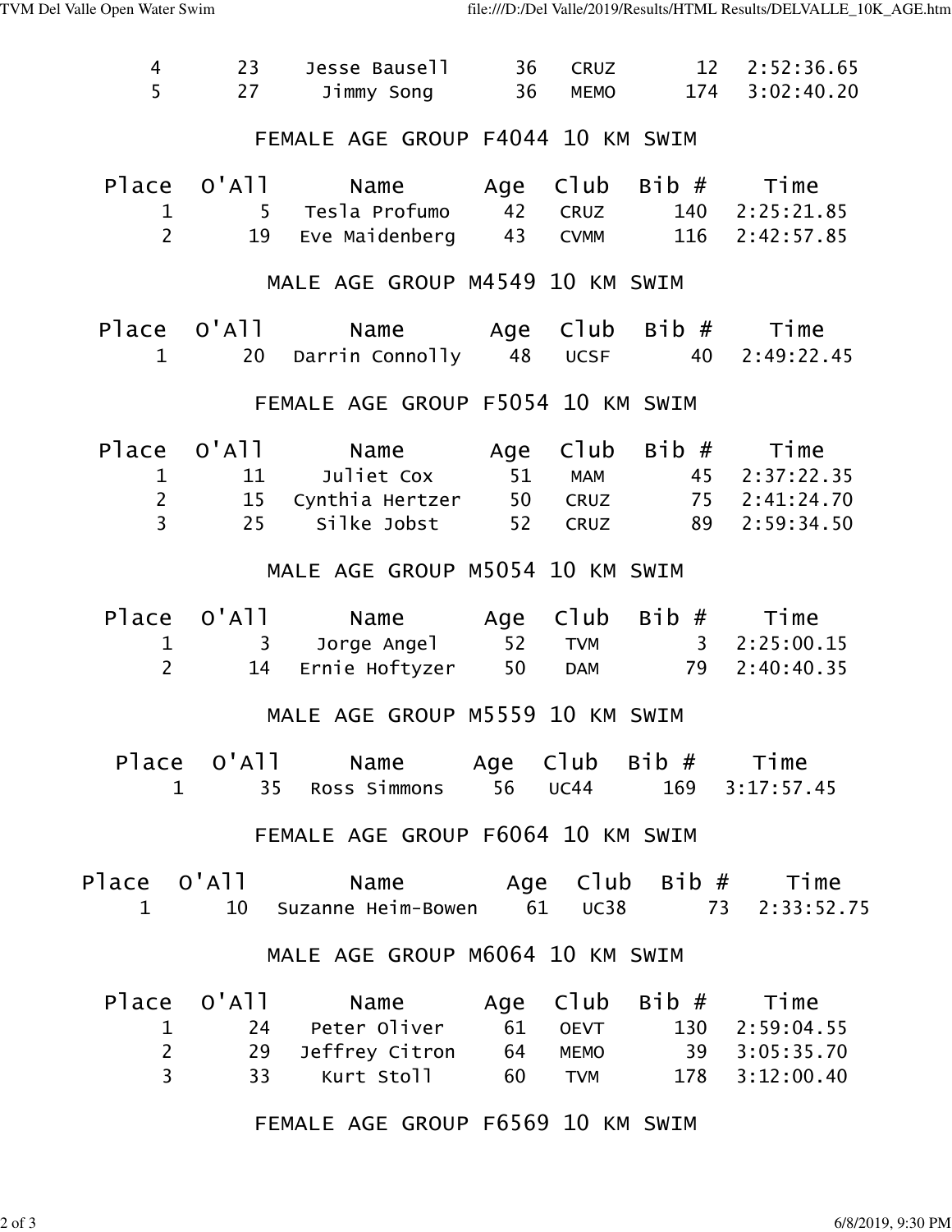| Place | O'All | Name | Age | Club | Bib # | Time |
|---|---|---|---|---|---|---|
| 4 | 23 | Jesse Bausell | 36 | CRUZ | 12 | 2:52:36.65 |
| 5 | 27 | Jimmy Song | 36 | MEMO | 174 | 3:02:40.20 |

## FEMALE AGE GROUP F4044 10 KM SWIM

| Place | O'All | Name | Age | Club | Bib # | Time |
|---|---|---|---|---|---|---|
| 1 | 5 | Tesla Profumo | 42 | CRUZ | 140 | 2:25:21.85 |
| 2 | 19 | Eve Maidenberg | 43 | CVMM | 116 | 2:42:57.85 |

## MALE AGE GROUP M4549 10 KM SWIM

| Place | O'All | Name | Age | Club | Bib # | Time |
|---|---|---|---|---|---|---|
| 1 | 20 | Darrin Connolly | 48 | UCSF | 40 | 2:49:22.45 |

## FEMALE AGE GROUP F5054 10 KM SWIM

| Place | O'All | Name | Age | Club | Bib # | Time |
|---|---|---|---|---|---|---|
| 1 | 11 | Juliet Cox | 51 | MAM | 45 | 2:37:22.35 |
| 2 | 15 | Cynthia Hertzer | 50 | CRUZ | 75 | 2:41:24.70 |
| 3 | 25 | Silke Jobst | 52 | CRUZ | 89 | 2:59:34.50 |

## MALE AGE GROUP M5054 10 KM SWIM

| Place | O'All | Name | Age | Club | Bib # | Time |
|---|---|---|---|---|---|---|
| 1 | 3 | Jorge Angel | 52 | TVM | 3 | 2:25:00.15 |
| 2 | 14 | Ernie Hoftyzer | 50 | DAM | 79 | 2:40:40.35 |

## MALE AGE GROUP M5559 10 KM SWIM

| Place | O'All | Name | Age | Club | Bib # | Time |
|---|---|---|---|---|---|---|
| 1 | 35 | Ross Simmons | 56 | UC44 | 169 | 3:17:57.45 |

## FEMALE AGE GROUP F6064 10 KM SWIM

| Place | O'All | Name | Age | Club | Bib # | Time |
|---|---|---|---|---|---|---|
| 1 | 10 | Suzanne Heim-Bowen | 61 | UC38 | 73 | 2:33:52.75 |

## MALE AGE GROUP M6064 10 KM SWIM

| Place | O'All | Name | Age | Club | Bib # | Time |
|---|---|---|---|---|---|---|
| 1 | 24 | Peter Oliver | 61 | OEVT | 130 | 2:59:04.55 |
| 2 | 29 | Jeffrey Citron | 64 | MEMO | 39 | 3:05:35.70 |
| 3 | 33 | Kurt Stoll | 60 | TVM | 178 | 3:12:00.40 |

## FEMALE AGE GROUP F6569 10 KM SWIM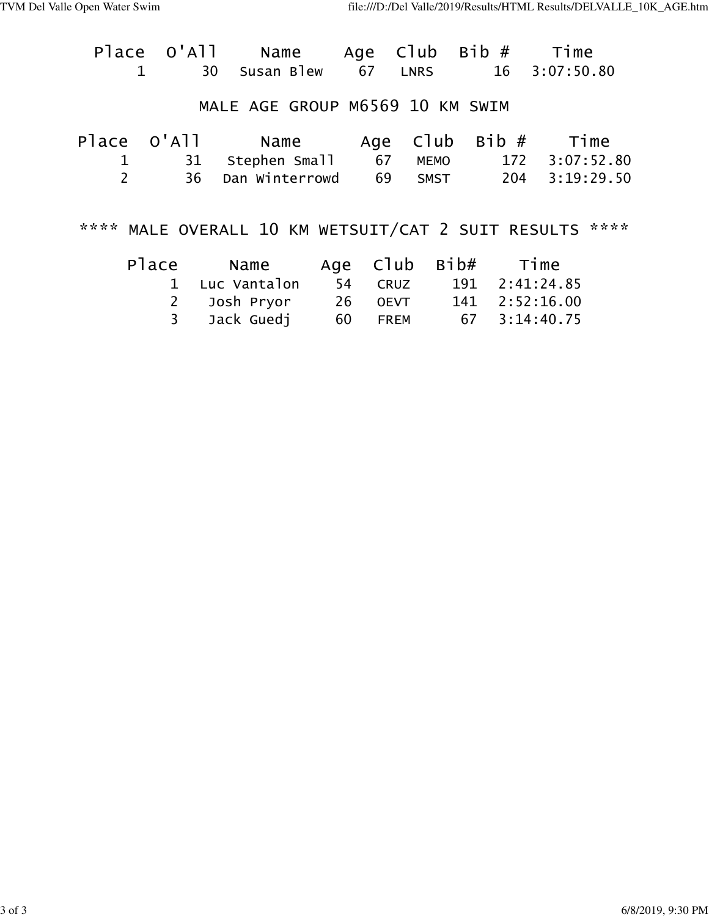| Place | O'All | Name | Age | Club | Bib # | Time |
|---|---|---|---|---|---|---|
| 1 | 30 | Susan Blew | 67 | LNRS | 16 | 3:07:50.80 |

## MALE AGE GROUP M6569 10 KM SWIM

| Place | O'All | Name | Age | Club | Bib # | Time |
|---|---|---|---|---|---|---|
| 1 | 31 | Stephen Small | 67 | MEMO | 172 | 3:07:52.80 |
| 2 | 36 | Dan Winterrowd | 69 | SMST | 204 | 3:19:29.50 |

## **** MALE OVERALL 10 KM WETSUIT/CAT 2 SUIT RESULTS ****

| Place | Name | Age | Club | Bib# | Time |
|---|---|---|---|---|---|
| 1 | Luc Vantalon | 54 | CRUZ | 191 | 2:41:24.85 |
| 2 | Josh Pryor | 26 | OEVT | 141 | 2:52:16.00 |
| 3 | Jack Guedj | 60 | FREM | 67 | 3:14:40.75 |